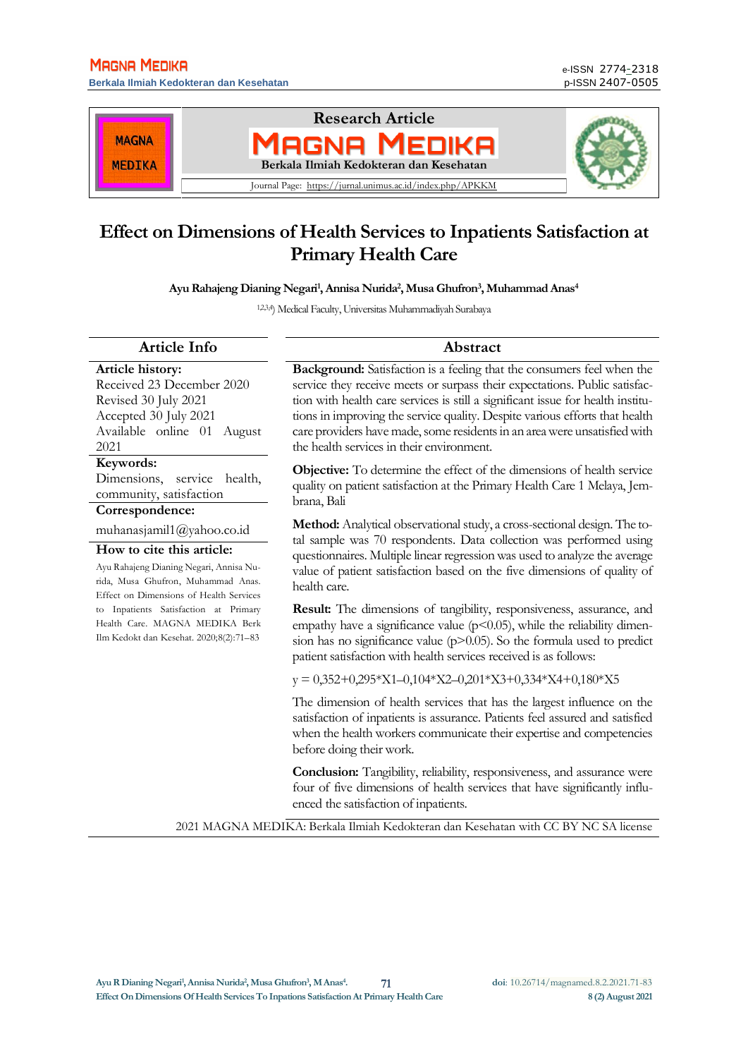Research Article

MAGNA MEDIKA

Berkala Ilmiah Kedokteran dan Kesehatan

Journal Page: https://jurnal.unimus.ac.id/index.php/APKKM

# Effect on Dimensions of Health Services to Inpatients Satisfaction at Primary Health Care

**Ayu Rahajeng Dianing Negari[1], Annisa Nurida[2], Musa Ghufron[3], Muhammad Anas[4]**

[1,2,3,4]) Medical Faculty, Universitas Muhammadiyah Surabaya

## Article Info

**Article history:**
Received 23 December 2020
Revised 30 July 2021
Accepted 30 July 2021
Available online 01 August 2021

**Keywords:**
Dimensions, service health, community, satisfaction

**Correspondence:**
muhanasjamil1@yahoo.co.id

**How to cite this article:**
Ayu Rahajeng Dianing Negari, Annisa Nurida, Musa Ghufron, Muhammad Anas. Effect on Dimensions of Health Services to Inpatients Satisfaction at Primary Health Care. MAGNA MEDIKA Berk Ilm Kedokt dan Kesehat. 2020;8(2):71–83

## Abstract

**Background:** Satisfaction is a feeling that the consumers feel when the service they receive meets or surpass their expectations. Public satisfaction with health care services is still a significant issue for health institutions in improving the service quality. Despite various efforts that health care providers have made, some residents in an area were unsatisfied with the health services in their environment.

**Objective:** To determine the effect of the dimensions of health service quality on patient satisfaction at the Primary Health Care 1 Melaya, Jembrana, Bali

**Method:** Analytical observational study, a cross-sectional design. The total sample was 70 respondents. Data collection was performed using questionnaires. Multiple linear regression was used to analyze the average value of patient satisfaction based on the five dimensions of quality of health care.

**Result:** The dimensions of tangibility, responsiveness, assurance, and empathy have a significance value ($p<0.05$), while the reliability dimension has no significance value ($p>0.05$). So the formula used to predict patient satisfaction with health services received is as follows:

$$y = 0{,}352+0{,}295*X1–0{,}104*X2–0{,}201*X3+0{,}334*X4+0{,}180*X5$$

The dimension of health services that has the largest influence on the satisfaction of inpatients is assurance. Patients feel assured and satisfied when the health workers communicate their expertise and competencies before doing their work.

**Conclusion:** Tangibility, reliability, responsiveness, and assurance were four of five dimensions of health services that have significantly influenced the satisfaction of inpatients.

2021 MAGNA MEDIKA: Berkala Ilmiah Kedokteran dan Kesehatan with CC BY NC SA license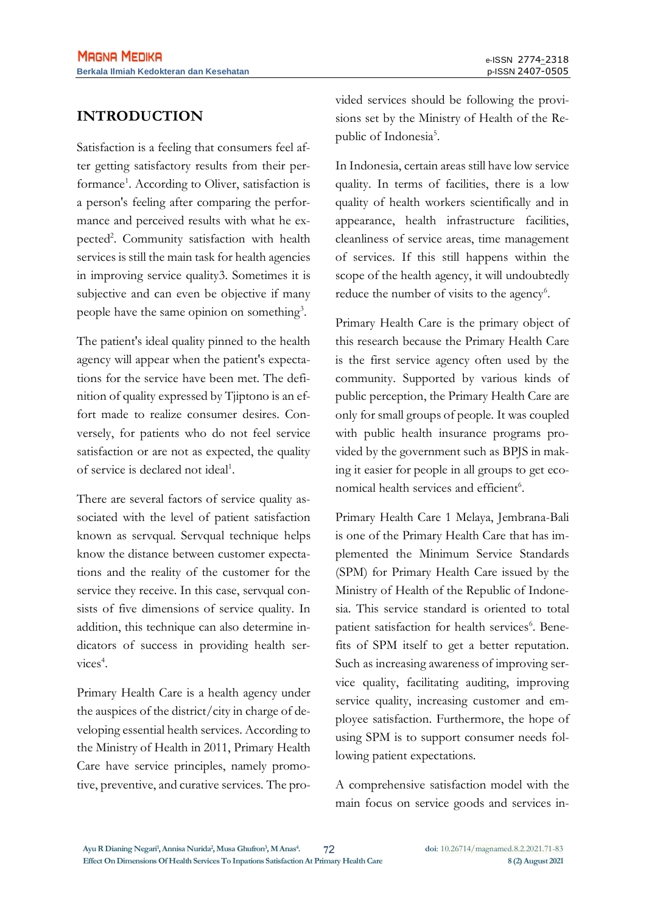## INTRODUCTION

Satisfaction is a feeling that consumers feel after getting satisfactory results from their performance[1]. According to Oliver, satisfaction is a person's feeling after comparing the performance and perceived results with what he expected[2]. Community satisfaction with health services is still the main task for health agencies in improving service quality3. Sometimes it is subjective and can even be objective if many people have the same opinion on something[3].

The patient's ideal quality pinned to the health agency will appear when the patient's expectations for the service have been met. The definition of quality expressed by Tjiptono is an effort made to realize consumer desires. Conversely, for patients who do not feel service satisfaction or are not as expected, the quality of service is declared not ideal[1].

There are several factors of service quality associated with the level of patient satisfaction known as servqual. Servqual technique helps know the distance between customer expectations and the reality of the customer for the service they receive. In this case, servqual consists of five dimensions of service quality. In addition, this technique can also determine indicators of success in providing health services[4].

Primary Health Care is a health agency under the auspices of the district/city in charge of developing essential health services. According to the Ministry of Health in 2011, Primary Health Care have service principles, namely promotive, preventive, and curative services. The provided services should be following the provisions set by the Ministry of Health of the Republic of Indonesia[5].

In Indonesia, certain areas still have low service quality. In terms of facilities, there is a low quality of health workers scientifically and in appearance, health infrastructure facilities, cleanliness of service areas, time management of services. If this still happens within the scope of the health agency, it will undoubtedly reduce the number of visits to the agency[6].

Primary Health Care is the primary object of this research because the Primary Health Care is the first service agency often used by the community. Supported by various kinds of public perception, the Primary Health Care are only for small groups of people. It was coupled with public health insurance programs provided by the government such as BPJS in making it easier for people in all groups to get economical health services and efficient[6].

Primary Health Care 1 Melaya, Jembrana-Bali is one of the Primary Health Care that has implemented the Minimum Service Standards (SPM) for Primary Health Care issued by the Ministry of Health of the Republic of Indonesia. This service standard is oriented to total patient satisfaction for health services[6]. Benefits of SPM itself to get a better reputation. Such as increasing awareness of improving service quality, facilitating auditing, improving service quality, increasing customer and employee satisfaction. Furthermore, the hope of using SPM is to support consumer needs following patient expectations.

A comprehensive satisfaction model with the main focus on service goods and services in-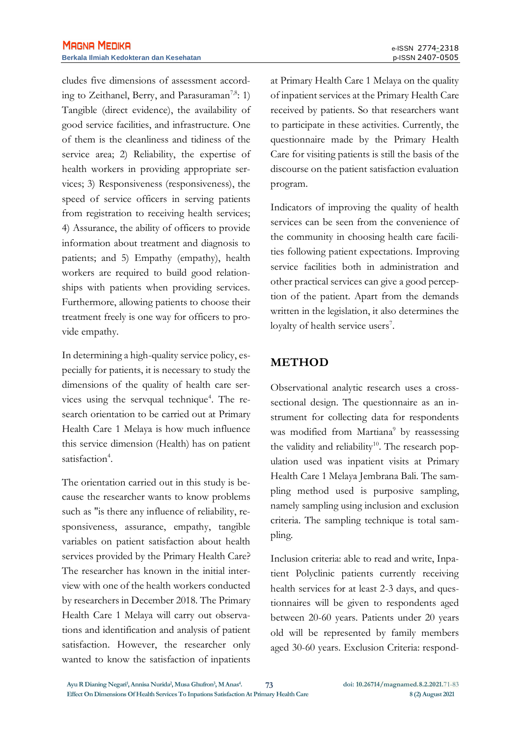cludes five dimensions of assessment according to Zeithanel, Berry, and Parasuraman[7,8]: 1) Tangible (direct evidence), the availability of good service facilities, and infrastructure. One of them is the cleanliness and tidiness of the service area; 2) Reliability, the expertise of health workers in providing appropriate services; 3) Responsiveness (responsiveness), the speed of service officers in serving patients from registration to receiving health services; 4) Assurance, the ability of officers to provide information about treatment and diagnosis to patients; and 5) Empathy (empathy), health workers are required to build good relationships with patients when providing services. Furthermore, allowing patients to choose their treatment freely is one way for officers to provide empathy.

In determining a high-quality service policy, especially for patients, it is necessary to study the dimensions of the quality of health care services using the servqual technique[4]. The research orientation to be carried out at Primary Health Care 1 Melaya is how much influence this service dimension (Health) has on patient satisfaction[4].

The orientation carried out in this study is because the researcher wants to know problems such as "is there any influence of reliability, responsiveness, assurance, empathy, tangible variables on patient satisfaction about health services provided by the Primary Health Care? The researcher has known in the initial interview with one of the health workers conducted by researchers in December 2018. The Primary Health Care 1 Melaya will carry out observations and identification and analysis of patient satisfaction. However, the researcher only wanted to know the satisfaction of inpatients at Primary Health Care 1 Melaya on the quality of inpatient services at the Primary Health Care received by patients. So that researchers want to participate in these activities. Currently, the questionnaire made by the Primary Health Care for visiting patients is still the basis of the discourse on the patient satisfaction evaluation program.

Indicators of improving the quality of health services can be seen from the convenience of the community in choosing health care facilities following patient expectations. Improving service facilities both in administration and other practical services can give a good perception of the patient. Apart from the demands written in the legislation, it also determines the loyalty of health service users[7].

## METHOD

Observational analytic research uses a cross-sectional design. The questionnaire as an instrument for collecting data for respondents was modified from Martiana[9] by reassessing the validity and reliability[10]. The research population used was inpatient visits at Primary Health Care 1 Melaya Jembrana Bali. The sampling method used is purposive sampling, namely sampling using inclusion and exclusion criteria. The sampling technique is total sampling.

Inclusion criteria: able to read and write, Inpatient Polyclinic patients currently receiving health services for at least 2-3 days, and questionnaires will be given to respondents aged between 20-60 years. Patients under 20 years old will be represented by family members aged 30-60 years. Exclusion Criteria: respond-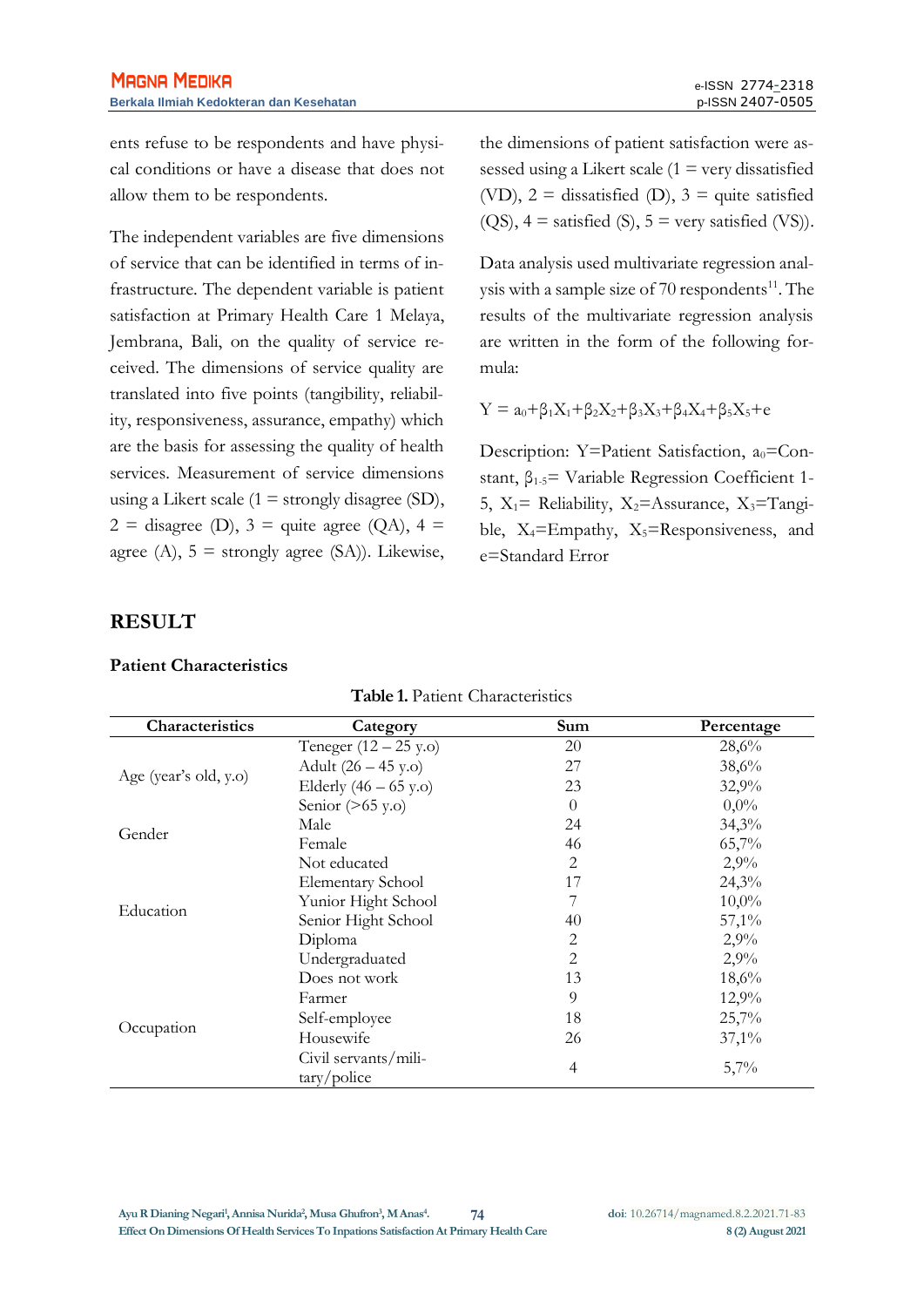ents refuse to be respondents and have physical conditions or have a disease that does not allow them to be respondents.

The independent variables are five dimensions of service that can be identified in terms of infrastructure. The dependent variable is patient satisfaction at Primary Health Care 1 Melaya, Jembrana, Bali, on the quality of service received. The dimensions of service quality are translated into five points (tangibility, reliability, responsiveness, assurance, empathy) which are the basis for assessing the quality of health services. Measurement of service dimensions using a Likert scale (1 = strongly disagree (SD), 2 = disagree (D), 3 = quite agree (QA), 4 = agree (A), 5 = strongly agree (SA)). Likewise, the dimensions of patient satisfaction were assessed using a Likert scale (1 = very dissatisfied (VD), 2 = dissatisfied (D), 3 = quite satisfied (QS), 4 = satisfied (S), 5 = very satisfied (VS)).

Data analysis used multivariate regression analysis with a sample size of 70 respondents[11]. The results of the multivariate regression analysis are written in the form of the following formula:

$$Y = a_0+\beta_1X_1+\beta_2X_2+\beta_3X_3+\beta_4X_4+\beta_5X_5+e$$

Description: Y=Patient Satisfaction, $a_0$=Constant, $\beta_{1\text{-}5}$= Variable Regression Coefficient 1-5, $X_1$= Reliability, $X_2$=Assurance, $X_3$=Tangible, $X_4$=Empathy, $X_5$=Responsiveness, and e=Standard Error

## RESULT

### Patient Characteristics

**Table 1.** Patient Characteristics

| Characteristics | Category | Sum | Percentage |
|---|---|---|---|
| Age (year's old, y.o) | Teneger (12 – 25 y.o) | 20 | 28,6% |
| | Adult (26 – 45 y.o) | 27 | 38,6% |
| | Elderly (46 – 65 y.o) | 23 | 32,9% |
| | Senior (>65 y.o) | 0 | 0,0% |
| Gender | Male | 24 | 34,3% |
| | Female | 46 | 65,7% |
| Education | Not educated | 2 | 2,9% |
| | Elementary School | 17 | 24,3% |
| | Yunior Hight School | 7 | 10,0% |
| | Senior Hight School | 40 | 57,1% |
| | Diploma | 2 | 2,9% |
| | Undergraduated | 2 | 2,9% |
| Occupation | Does not work | 13 | 18,6% |
| | Farmer | 9 | 12,9% |
| | Self-employee | 18 | 25,7% |
| | Housewife | 26 | 37,1% |
| | Civil servants/military/police | 4 | 5,7% |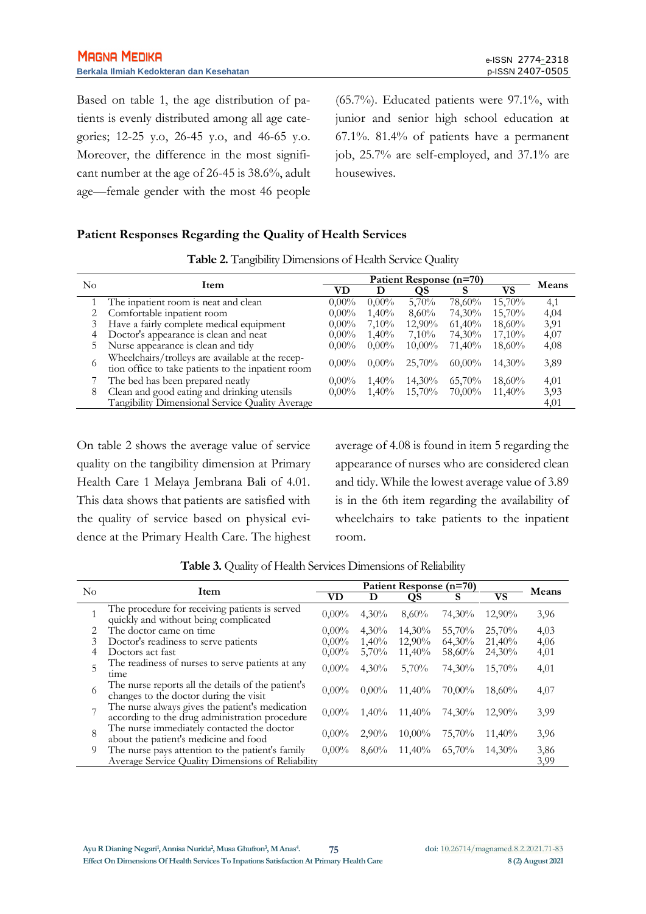Based on table 1, the age distribution of patients is evenly distributed among all age categories; 12-25 y.o, 26-45 y.o, and 46-65 y.o. Moreover, the difference in the most significant number at the age of 26-45 is 38.6%, adult age—female gender with the most 46 people (65.7%). Educated patients were 97.1%, with junior and senior high school education at 67.1%. 81.4% of patients have a permanent job, 25.7% are self-employed, and 37.1% are housewives.

### Patient Responses Regarding the Quality of Health Services

**Table 2.** Tangibility Dimensions of Health Service Quality

| No | Item | Patient Response (n=70) | | | | | Means |
|---|---|---|---|---|---|---|---|
| | | VD | D | QS | S | VS | |
| 1 | The inpatient room is neat and clean | 0,00% | 0,00% | 5,70% | 78,60% | 15,70% | 4,1 |
| 2 | Comfortable inpatient room | 0,00% | 1,40% | 8,60% | 74,30% | 15,70% | 4,04 |
| 3 | Have a fairly complete medical equipment | 0,00% | 7,10% | 12,90% | 61,40% | 18,60% | 3,91 |
| 4 | Doctor's appearance is clean and neat | 0,00% | 1,40% | 7,10% | 74,30% | 17,10% | 4,07 |
| 5 | Nurse appearance is clean and tidy | 0,00% | 0,00% | 10,00% | 71,40% | 18,60% | 4,08 |
| 6 | Wheelchairs/trolleys are available at the reception office to take patients to the inpatient room | 0,00% | 0,00% | 25,70% | 60,00% | 14,30% | 3,89 |
| 7 | The bed has been prepared neatly | 0,00% | 1,40% | 14,30% | 65,70% | 18,60% | 4,01 |
| 8 | Clean and good eating and drinking utensils | 0,00% | 1,40% | 15,70% | 70,00% | 11,40% | 3,93 |
| | Tangibility Dimensional Service Quality Average | | | | | | 4,01 |

On table 2 shows the average value of service quality on the tangibility dimension at Primary Health Care 1 Melaya Jembrana Bali of 4.01. This data shows that patients are satisfied with the quality of service based on physical evidence at the Primary Health Care. The highest average of 4.08 is found in item 5 regarding the appearance of nurses who are considered clean and tidy. While the lowest average value of 3.89 is in the 6th item regarding the availability of wheelchairs to take patients to the inpatient room.

**Table 3.** Quality of Health Services Dimensions of Reliability

| No | Item | Patient Response (n=70) | | | | | Means |
|---|---|---|---|---|---|---|---|
| | | VD | D | QS | S | VS | |
| 1 | The procedure for receiving patients is served quickly and without being complicated | 0,00% | 4,30% | 8,60% | 74,30% | 12,90% | 3,96 |
| 2 | The doctor came on time | 0,00% | 4,30% | 14,30% | 55,70% | 25,70% | 4,03 |
| 3 | Doctor's readiness to serve patients | 0,00% | 1,40% | 12,90% | 64,30% | 21,40% | 4,06 |
| 4 | Doctors act fast | 0,00% | 5,70% | 11,40% | 58,60% | 24,30% | 4,01 |
| 5 | The readiness of nurses to serve patients at any time | 0,00% | 4,30% | 5,70% | 74,30% | 15,70% | 4,01 |
| 6 | The nurse reports all the details of the patient's changes to the doctor during the visit | 0,00% | 0,00% | 11,40% | 70,00% | 18,60% | 4,07 |
| 7 | The nurse always gives the patient's medication according to the drug administration procedure | 0,00% | 1,40% | 11,40% | 74,30% | 12,90% | 3,99 |
| 8 | The nurse immediately contacted the doctor about the patient's medicine and food | 0,00% | 2,90% | 10,00% | 75,70% | 11,40% | 3,96 |
| 9 | The nurse pays attention to the patient's family | 0,00% | 8,60% | 11,40% | 65,70% | 14,30% | 3,86 |
| | Average Service Quality Dimensions of Reliability | | | | | | 3,99 |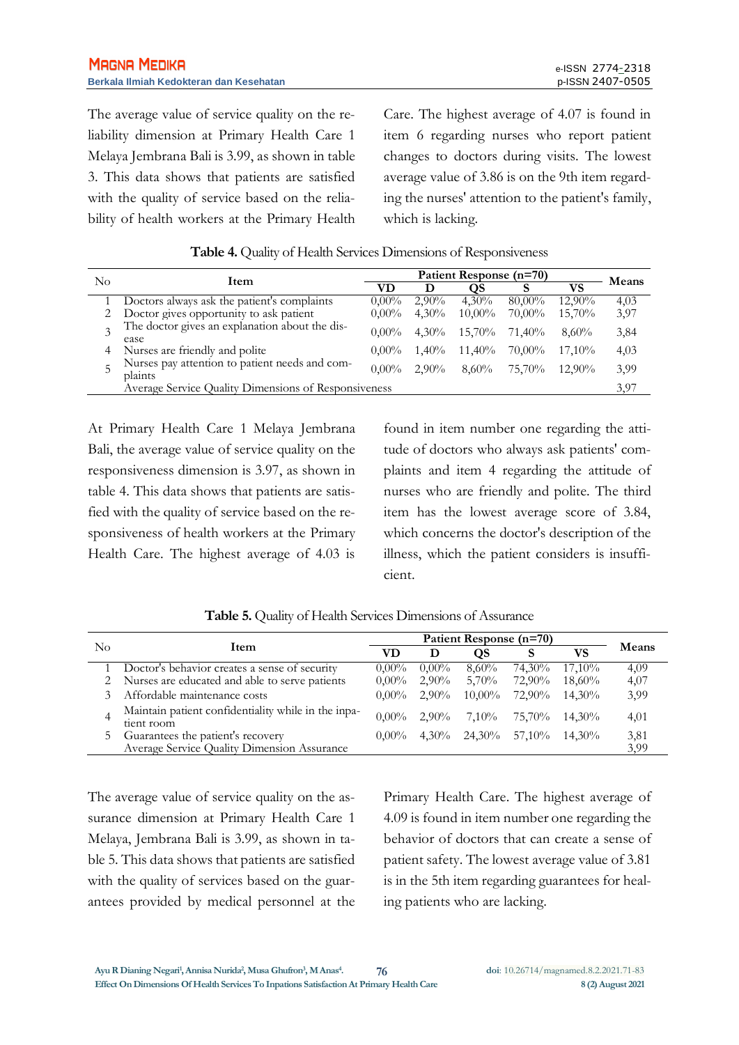The average value of service quality on the reliability dimension at Primary Health Care 1 Melaya Jembrana Bali is 3.99, as shown in table 3. This data shows that patients are satisfied with the quality of service based on the reliability of health workers at the Primary Health Care. The highest average of 4.07 is found in item 6 regarding nurses who report patient changes to doctors during visits. The lowest average value of 3.86 is on the 9th item regarding the nurses' attention to the patient's family, which is lacking.

**Table 4.** Quality of Health Services Dimensions of Responsiveness

| No | Item | Patient Response (n=70) | | | | | Means |
|---|---|---|---|---|---|---|---|
| | | VD | D | QS | S | VS | |
| 1 | Doctors always ask the patient's complaints | 0,00% | 2,90% | 4,30% | 80,00% | 12,90% | 4,03 |
| 2 | Doctor gives opportunity to ask patient | 0,00% | 4,30% | 10,00% | 70,00% | 15,70% | 3,97 |
| 3 | The doctor gives an explanation about the disease | 0,00% | 4,30% | 15,70% | 71,40% | 8,60% | 3,84 |
| 4 | Nurses are friendly and polite | 0,00% | 1,40% | 11,40% | 70,00% | 17,10% | 4,03 |
| 5 | Nurses pay attention to patient needs and complaints | 0,00% | 2,90% | 8,60% | 75,70% | 12,90% | 3,99 |
| | Average Service Quality Dimensions of Responsiveness | | | | | | 3,97 |

At Primary Health Care 1 Melaya Jembrana Bali, the average value of service quality on the responsiveness dimension is 3.97, as shown in table 4. This data shows that patients are satisfied with the quality of service based on the responsiveness of health workers at the Primary Health Care. The highest average of 4.03 is found in item number one regarding the attitude of doctors who always ask patients' complaints and item 4 regarding the attitude of nurses who are friendly and polite. The third item has the lowest average score of 3.84, which concerns the doctor's description of the illness, which the patient considers is insufficient.

**Table 5.** Quality of Health Services Dimensions of Assurance

| No | Item | Patient Response (n=70) | | | | | Means |
|---|---|---|---|---|---|---|---|
| | | VD | D | QS | S | VS | |
| 1 | Doctor's behavior creates a sense of security | 0,00% | 0,00% | 8,60% | 74,30% | 17,10% | 4,09 |
| 2 | Nurses are educated and able to serve patients | 0,00% | 2,90% | 5,70% | 72,90% | 18,60% | 4,07 |
| 3 | Affordable maintenance costs | 0,00% | 2,90% | 10,00% | 72,90% | 14,30% | 3,99 |
| 4 | Maintain patient confidentiality while in the inpatient room | 0,00% | 2,90% | 7,10% | 75,70% | 14,30% | 4,01 |
| 5 | Guarantees the patient's recovery | 0,00% | 4,30% | 24,30% | 57,10% | 14,30% | 3,81 |
| | Average Service Quality Dimension Assurance | | | | | | 3,99 |

The average value of service quality on the assurance dimension at Primary Health Care 1 Melaya, Jembrana Bali is 3.99, as shown in table 5. This data shows that patients are satisfied with the quality of services based on the guarantees provided by medical personnel at the Primary Health Care. The highest average of 4.09 is found in item number one regarding the behavior of doctors that can create a sense of patient safety. The lowest average value of 3.81 is in the 5th item regarding guarantees for healing patients who are lacking.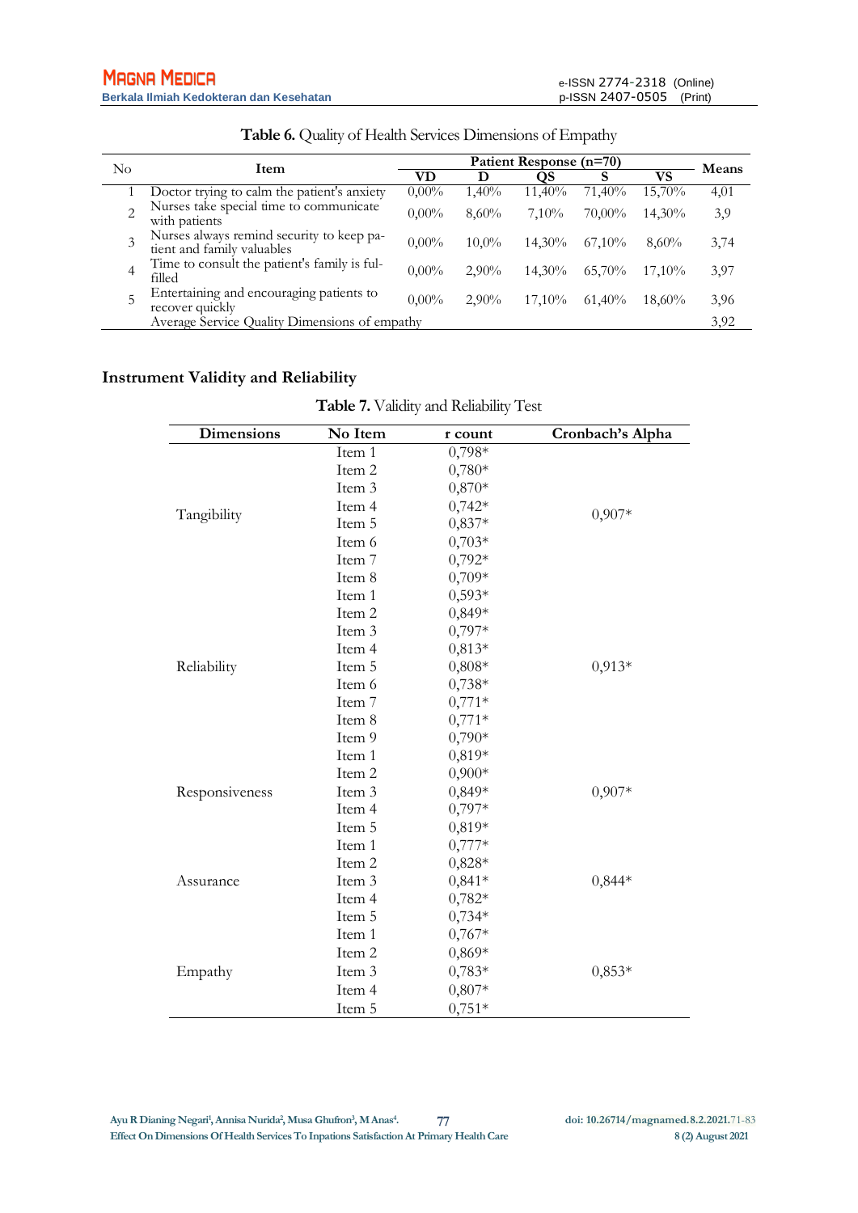**Table 6.** Quality of Health Services Dimensions of Empathy

| No | Item | Patient Response (n=70) | | | | | Means |
|---|---|---|---|---|---|---|---|
| | | VD | D | QS | S | VS | |
| 1 | Doctor trying to calm the patient's anxiety | 0,00% | 1,40% | 11,40% | 71,40% | 15,70% | 4,01 |
| 2 | Nurses take special time to communicate with patients | 0,00% | 8,60% | 7,10% | 70,00% | 14,30% | 3,9 |
| 3 | Nurses always remind security to keep patient and family valuables | 0,00% | 10,0% | 14,30% | 67,10% | 8,60% | 3,74 |
| 4 | Time to consult the patient's family is fulfilled | 0,00% | 2,90% | 14,30% | 65,70% | 17,10% | 3,97 |
| 5 | Entertaining and encouraging patients to recover quickly | 0,00% | 2,90% | 17,10% | 61,40% | 18,60% | 3,96 |
| | Average Service Quality Dimensions of empathy | | | | | | 3,92 |

## Instrument Validity and Reliability

**Table 7.** Validity and Reliability Test

| Dimensions | No Item | r count | Cronbach's Alpha |
|---|---|---|---|
| Tangibility | Item 1 | 0,798* | 0,907* |
| | Item 2 | 0,780* | |
| | Item 3 | 0,870* | |
| | Item 4 | 0,742* | |
| | Item 5 | 0,837* | |
| | Item 6 | 0,703* | |
| | Item 7 | 0,792* | |
| | Item 8 | 0,709* | |
| Reliability | Item 1 | 0,593* | 0,913* |
| | Item 2 | 0,849* | |
| | Item 3 | 0,797* | |
| | Item 4 | 0,813* | |
| | Item 5 | 0,808* | |
| | Item 6 | 0,738* | |
| | Item 7 | 0,771* | |
| | Item 8 | 0,771* | |
| | Item 9 | 0,790* | |
| Responsiveness | Item 1 | 0,819* | 0,907* |
| | Item 2 | 0,900* | |
| | Item 3 | 0,849* | |
| | Item 4 | 0,797* | |
| | Item 5 | 0,819* | |
| Assurance | Item 1 | 0,777* | 0,844* |
| | Item 2 | 0,828* | |
| | Item 3 | 0,841* | |
| | Item 4 | 0,782* | |
| | Item 5 | 0,734* | |
| Empathy | Item 1 | 0,767* | 0,853* |
| | Item 2 | 0,869* | |
| | Item 3 | 0,783* | |
| | Item 4 | 0,807* | |
| | Item 5 | 0,751* | |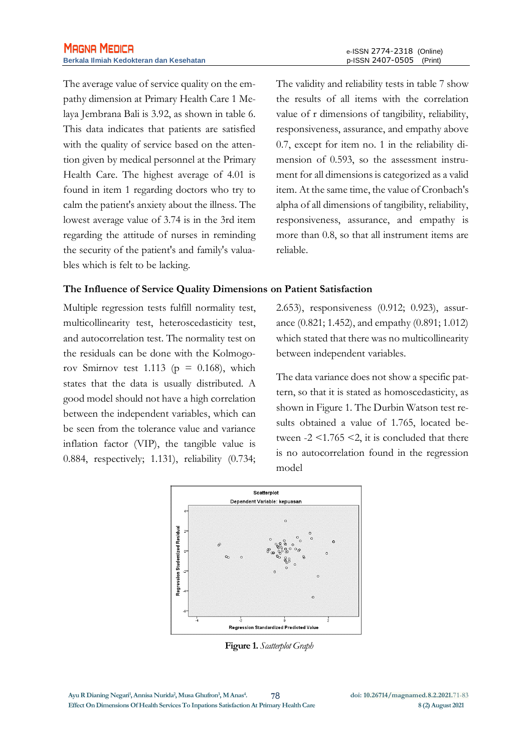The average value of service quality on the empathy dimension at Primary Health Care 1 Melaya Jembrana Bali is 3.92, as shown in table 6. This data indicates that patients are satisfied with the quality of service based on the attention given by medical personnel at the Primary Health Care. The highest average of 4.01 is found in item 1 regarding doctors who try to calm the patient's anxiety about the illness. The lowest average value of 3.74 is in the 3rd item regarding the attitude of nurses in reminding the security of the patient's and family's valuables which is felt to be lacking.

The validity and reliability tests in table 7 show the results of all items with the correlation value of r dimensions of tangibility, reliability, responsiveness, assurance, and empathy above 0.7, except for item no. 1 in the reliability dimension of 0.593, so the assessment instrument for all dimensions is categorized as a valid item. At the same time, the value of Cronbach's alpha of all dimensions of tangibility, reliability, responsiveness, assurance, and empathy is more than 0.8, so that all instrument items are reliable.

### The Influence of Service Quality Dimensions on Patient Satisfaction

Multiple regression tests fulfill normality test, multicollinearity test, heteroscedasticity test, and autocorrelation test. The normality test on the residuals can be done with the Kolmogorov Smirnov test 1.113 ($p = 0.168$), which states that the data is usually distributed. A good model should not have a high correlation between the independent variables, which can be seen from the tolerance value and variance inflation factor (VIP), the tangible value is 0.884, respectively; 1.131), reliability (0.734; 2.653), responsiveness (0.912; 0.923), assurance (0.821; 1.452), and empathy (0.891; 1.012) which stated that there was no multicollinearity between independent variables.

The data variance does not show a specific pattern, so that it is stated as homoscedasticity, as shown in Figure 1. The Durbin Watson test results obtained a value of 1.765, located between $-2 < 1.765 < 2$, it is concluded that there is no autocorrelation found in the regression model

**Figure 1.** *Scatterplot Graph*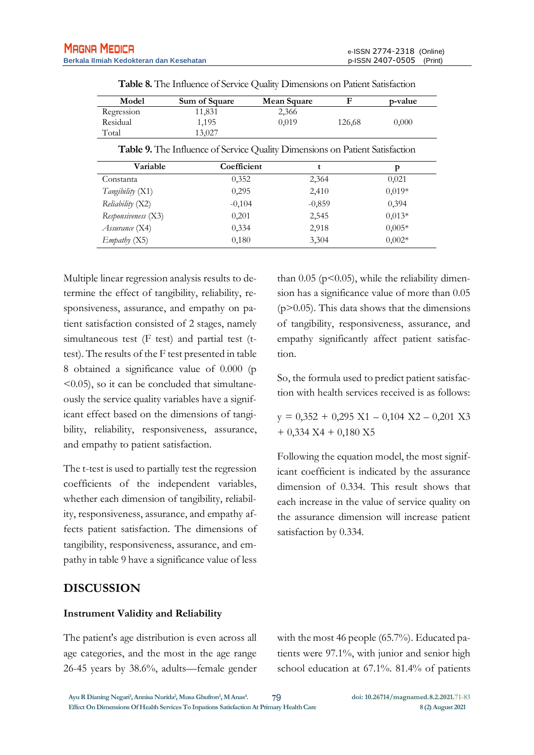**Table 8.** The Influence of Service Quality Dimensions on Patient Satisfaction

| Model | Sum of Square | Mean Square | F | p-value |
|---|---|---|---|---|
| Regression | 11,831 | 2,366 | | |
| Residual | 1,195 | 0,019 | 126,68 | 0,000 |
| Total | 13,027 | | | |

**Table 9.** The Influence of Service Quality Dimensions on Patient Satisfaction

| Variable | Coefficient | t | p |
|---|---|---|---|
| Constanta | 0,352 | 2,364 | 0,021 |
| *Tangibility* (X1) | 0,295 | 2,410 | 0,019* |
| *Reliability* (X2) | -0,104 | -0,859 | 0,394 |
| *Responsiveness* (X3) | 0,201 | 2,545 | 0,013* |
| *Assurance* (X4) | 0,334 | 2,918 | 0,005* |
| *Empathy* (X5) | 0,180 | 3,304 | 0,002* |

Multiple linear regression analysis results to determine the effect of tangibility, reliability, responsiveness, assurance, and empathy on patient satisfaction consisted of 2 stages, namely simultaneous test (F test) and partial test (t-test). The results of the F test presented in table 8 obtained a significance value of 0.000 ($p < 0.05$), so it can be concluded that simultaneously the service quality variables have a significant effect based on the dimensions of tangibility, reliability, responsiveness, assurance, and empathy to patient satisfaction.

The t-test is used to partially test the regression coefficients of the independent variables, whether each dimension of tangibility, reliability, responsiveness, assurance, and empathy affects patient satisfaction. The dimensions of tangibility, responsiveness, assurance, and empathy in table 9 have a significance value of less than 0.05 ($p<0.05$), while the reliability dimension has a significance value of more than 0.05 ($p>0.05$). This data shows that the dimensions of tangibility, responsiveness, assurance, and empathy significantly affect patient satisfaction.

So, the formula used to predict patient satisfaction with health services received is as follows:

$$y = 0{,}352 + 0{,}295\ X1 - 0{,}104\ X2 - 0{,}201\ X3 + 0{,}334\ X4 + 0{,}180\ X5$$

Following the equation model, the most significant coefficient is indicated by the assurance dimension of 0.334. This result shows that each increase in the value of service quality on the assurance dimension will increase patient satisfaction by 0.334.

## DISCUSSION

### Instrument Validity and Reliability

The patient's age distribution is even across all age categories, and the most in the age range 26-45 years by 38.6%, adults—female gender with the most 46 people (65.7%). Educated patients were 97.1%, with junior and senior high school education at 67.1%. 81.4% of patients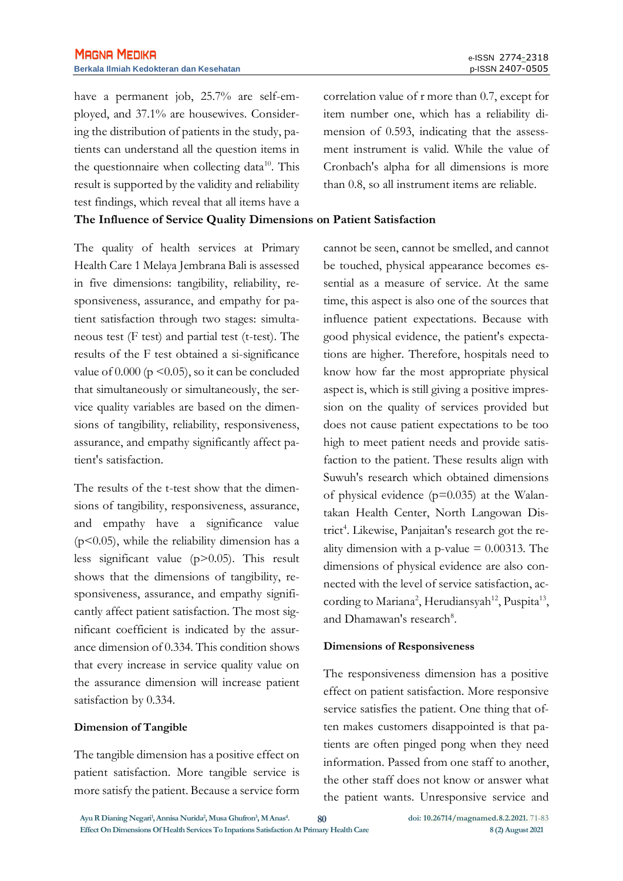have a permanent job, 25.7% are self-employed, and 37.1% are housewives. Considering the distribution of patients in the study, patients can understand all the question items in the questionnaire when collecting data[10]. This result is supported by the validity and reliability test findings, which reveal that all items have a correlation value of r more than 0.7, except for item number one, which has a reliability dimension of 0.593, indicating that the assessment instrument is valid. While the value of Cronbach's alpha for all dimensions is more than 0.8, so all instrument items are reliable.

**The Influence of Service Quality Dimensions on Patient Satisfaction**

The quality of health services at Primary Health Care 1 Melaya Jembrana Bali is assessed in five dimensions: tangibility, reliability, responsiveness, assurance, and empathy for patient satisfaction through two stages: simultaneous test (F test) and partial test (t-test). The results of the F test obtained a si-significance value of 0.000 ($p < 0.05$), so it can be concluded that simultaneously or simultaneously, the service quality variables are based on the dimensions of tangibility, reliability, responsiveness, assurance, and empathy significantly affect patient's satisfaction.

The results of the t-test show that the dimensions of tangibility, responsiveness, assurance, and empathy have a significance value ($p<0.05$), while the reliability dimension has a less significant value ($p>0.05$). This result shows that the dimensions of tangibility, responsiveness, assurance, and empathy significantly affect patient satisfaction. The most significant coefficient is indicated by the assurance dimension of 0.334. This condition shows that every increase in service quality value on the assurance dimension will increase patient satisfaction by 0.334.

**Dimension of Tangible**

The tangible dimension has a positive effect on patient satisfaction. More tangible service is more satisfy the patient. Because a service form cannot be seen, cannot be smelled, and cannot be touched, physical appearance becomes essential as a measure of service. At the same time, this aspect is also one of the sources that influence patient expectations. Because with good physical evidence, the patient's expectations are higher. Therefore, hospitals need to know how far the most appropriate physical aspect is, which is still giving a positive impression on the quality of services provided but does not cause patient expectations to be too high to meet patient needs and provide satisfaction to the patient. These results align with Suwuh's research which obtained dimensions of physical evidence ($p=0.035$) at the Walantakan Health Center, North Langowan District[4]. Likewise, Panjaitan's research got the reality dimension with a p-value = 0.00313. The dimensions of physical evidence are also connected with the level of service satisfaction, according to Mariana[2], Herudiansyah[12], Puspita[13], and Dhamawan's research[8].

**Dimensions of Responsiveness**

The responsiveness dimension has a positive effect on patient satisfaction. More responsive service satisfies the patient. One thing that often makes customers disappointed is that patients are often pinged pong when they need information. Passed from one staff to another, the other staff does not know or answer what the patient wants. Unresponsive service and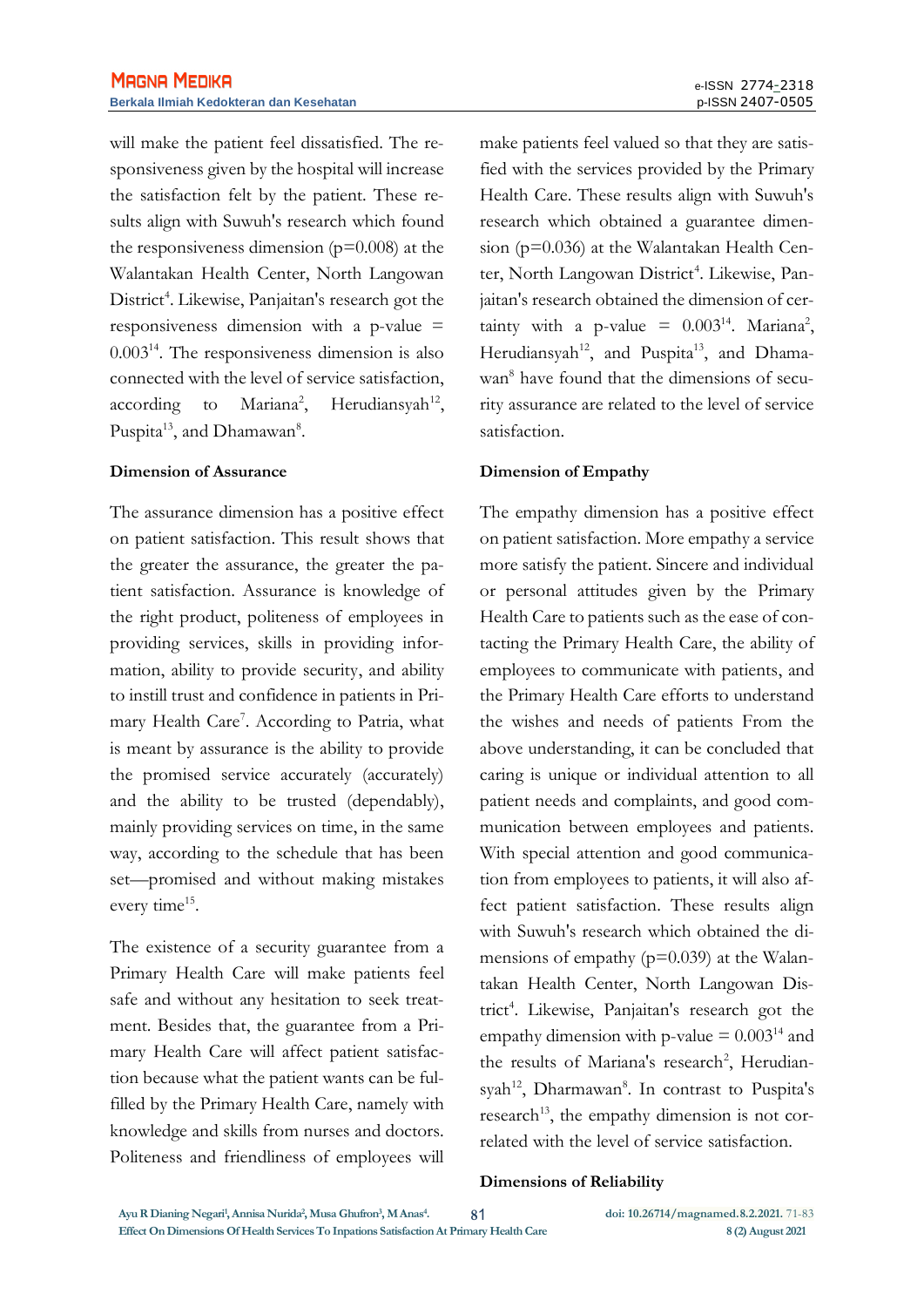will make the patient feel dissatisfied. The responsiveness given by the hospital will increase the satisfaction felt by the patient. These results align with Suwuh's research which found the responsiveness dimension (p=0.008) at the Walantakan Health Center, North Langowan District[4]. Likewise, Panjaitan's research got the responsiveness dimension with a p-value = 0.003[14]. The responsiveness dimension is also connected with the level of service satisfaction, according to Mariana[2], Herudiansyah[12], Puspita[13], and Dhamawan[8].

**Dimension of Assurance**

The assurance dimension has a positive effect on patient satisfaction. This result shows that the greater the assurance, the greater the patient satisfaction. Assurance is knowledge of the right product, politeness of employees in providing services, skills in providing information, ability to provide security, and ability to instill trust and confidence in patients in Primary Health Care[7]. According to Patria, what is meant by assurance is the ability to provide the promised service accurately (accurately) and the ability to be trusted (dependably), mainly providing services on time, in the same way, according to the schedule that has been set—promised and without making mistakes every time[15].

The existence of a security guarantee from a Primary Health Care will make patients feel safe and without any hesitation to seek treatment. Besides that, the guarantee from a Primary Health Care will affect patient satisfaction because what the patient wants can be fulfilled by the Primary Health Care, namely with knowledge and skills from nurses and doctors. Politeness and friendliness of employees will make patients feel valued so that they are satisfied with the services provided by the Primary Health Care. These results align with Suwuh's research which obtained a guarantee dimension (p=0.036) at the Walantakan Health Center, North Langowan District[4]. Likewise, Panjaitan's research obtained the dimension of certainty with a p-value = 0.003[14]. Mariana[2], Herudiansyah[12], and Puspita[13], and Dhamawan[8] have found that the dimensions of security assurance are related to the level of service satisfaction.

**Dimension of Empathy**

The empathy dimension has a positive effect on patient satisfaction. More empathy a service more satisfy the patient. Sincere and individual or personal attitudes given by the Primary Health Care to patients such as the ease of contacting the Primary Health Care, the ability of employees to communicate with patients, and the Primary Health Care efforts to understand the wishes and needs of patients From the above understanding, it can be concluded that caring is unique or individual attention to all patient needs and complaints, and good communication between employees and patients. With special attention and good communication from employees to patients, it will also affect patient satisfaction. These results align with Suwuh's research which obtained the dimensions of empathy (p=0.039) at the Walantakan Health Center, North Langowan District[4]. Likewise, Panjaitan's research got the empathy dimension with p-value = 0.003[14] and the results of Mariana's research[2], Herudiansyah[12], Dharmawan[8]. In contrast to Puspita's research[13], the empathy dimension is not correlated with the level of service satisfaction.

**Dimensions of Reliability**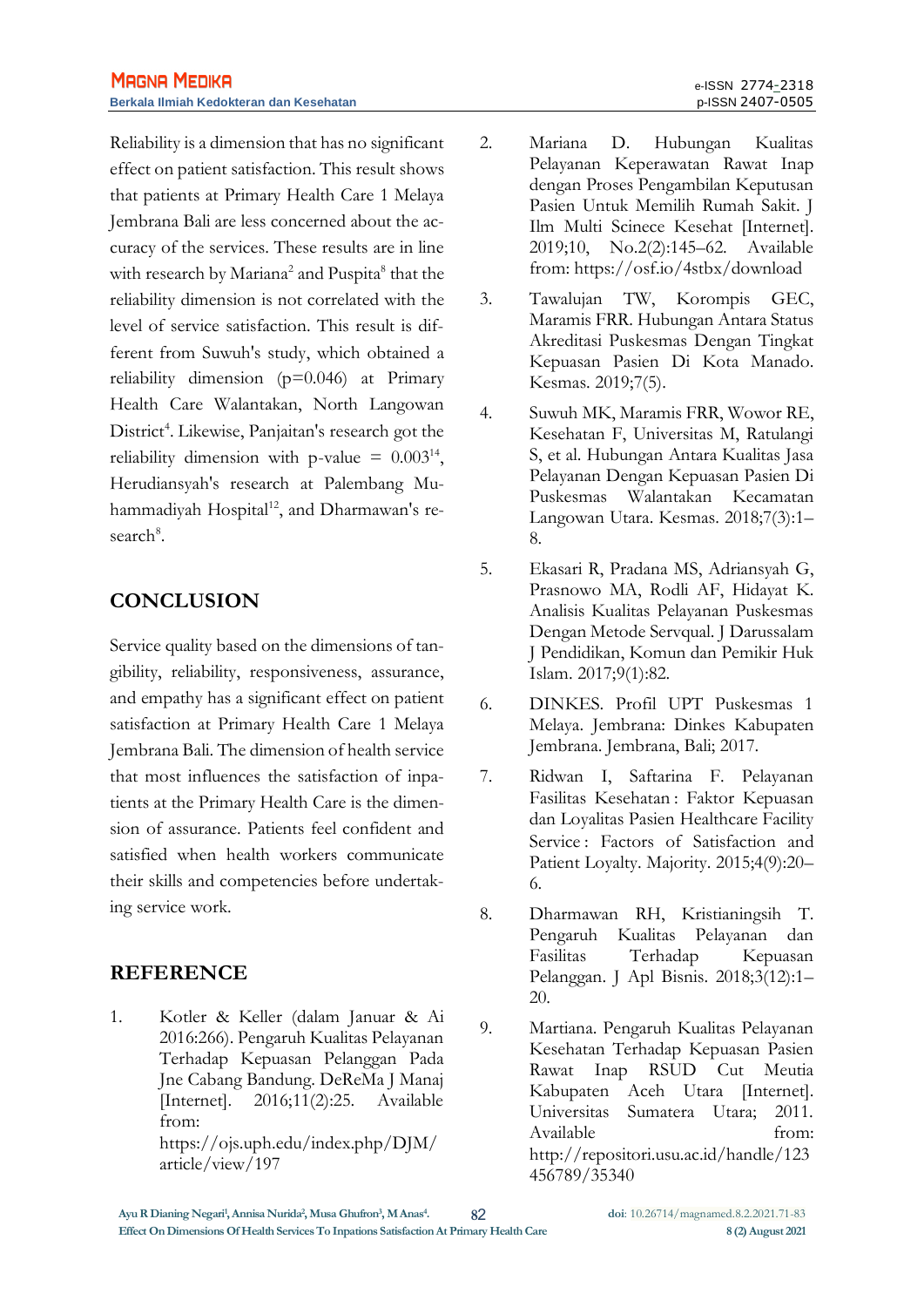Reliability is a dimension that has no significant effect on patient satisfaction. This result shows that patients at Primary Health Care 1 Melaya Jembrana Bali are less concerned about the accuracy of the services. These results are in line with research by Mariana[2] and Puspita[8] that the reliability dimension is not correlated with the level of service satisfaction. This result is different from Suwuh's study, which obtained a reliability dimension (p=0.046) at Primary Health Care Walantakan, North Langowan District[4]. Likewise, Panjaitan's research got the reliability dimension with p-value = 0.003[14], Herudiansyah's research at Palembang Muhammadiyah Hospital[12], and Dharmawan's research[8].

## CONCLUSION

Service quality based on the dimensions of tangibility, reliability, responsiveness, assurance, and empathy has a significant effect on patient satisfaction at Primary Health Care 1 Melaya Jembrana Bali. The dimension of health service that most influences the satisfaction of inpatients at the Primary Health Care is the dimension of assurance. Patients feel confident and satisfied when health workers communicate their skills and competencies before undertaking service work.

## REFERENCE

1. Kotler & Keller (dalam Januar & Ai 2016:266). Pengaruh Kualitas Pelayanan Terhadap Kepuasan Pelanggan Pada Jne Cabang Bandung. DeReMa J Manaj [Internet]. 2016;11(2):25. Available from: https://ojs.uph.edu/index.php/DJM/article/view/197
2. Mariana D. Hubungan Kualitas Pelayanan Keperawatan Rawat Inap dengan Proses Pengambilan Keputusan Pasien Untuk Memilih Rumah Sakit. J Ilm Multi Scinece Kesehat [Internet]. 2019;10, No.2(2):145–62. Available from: https://osf.io/4stbx/download
3. Tawalujan TW, Korompis GEC, Maramis FRR. Hubungan Antara Status Akreditasi Puskesmas Dengan Tingkat Kepuasan Pasien Di Kota Manado. Kesmas. 2019;7(5).
4. Suwuh MK, Maramis FRR, Wowor RE, Kesehatan F, Universitas M, Ratulangi S, et al. Hubungan Antara Kualitas Jasa Pelayanan Dengan Kepuasan Pasien Di Puskesmas Walantakan Kecamatan Langowan Utara. Kesmas. 2018;7(3):1–8.
5. Ekasari R, Pradana MS, Adriansyah G, Prasnowo MA, Rodli AF, Hidayat K. Analisis Kualitas Pelayanan Puskesmas Dengan Metode Servqual. J Darussalam J Pendidikan, Komun dan Pemikir Huk Islam. 2017;9(1):82.
6. DINKES. Profil UPT Puskesmas 1 Melaya. Jembrana: Dinkes Kabupaten Jembrana. Jembrana, Bali; 2017.
7. Ridwan I, Saftarina F. Pelayanan Fasilitas Kesehatan : Faktor Kepuasan dan Loyalitas Pasien Healthcare Facility Service : Factors of Satisfaction and Patient Loyalty. Majority. 2015;4(9):20–6.
8. Dharmawan RH, Kristianingsih T. Pengaruh Kualitas Pelayanan dan Fasilitas Terhadap Kepuasan Pelanggan. J Apl Bisnis. 2018;3(12):1–20.
9. Martiana. Pengaruh Kualitas Pelayanan Kesehatan Terhadap Kepuasan Pasien Rawat Inap RSUD Cut Meutia Kabupaten Aceh Utara [Internet]. Universitas Sumatera Utara; 2011. Available from: http://repositori.usu.ac.id/handle/123456789/35340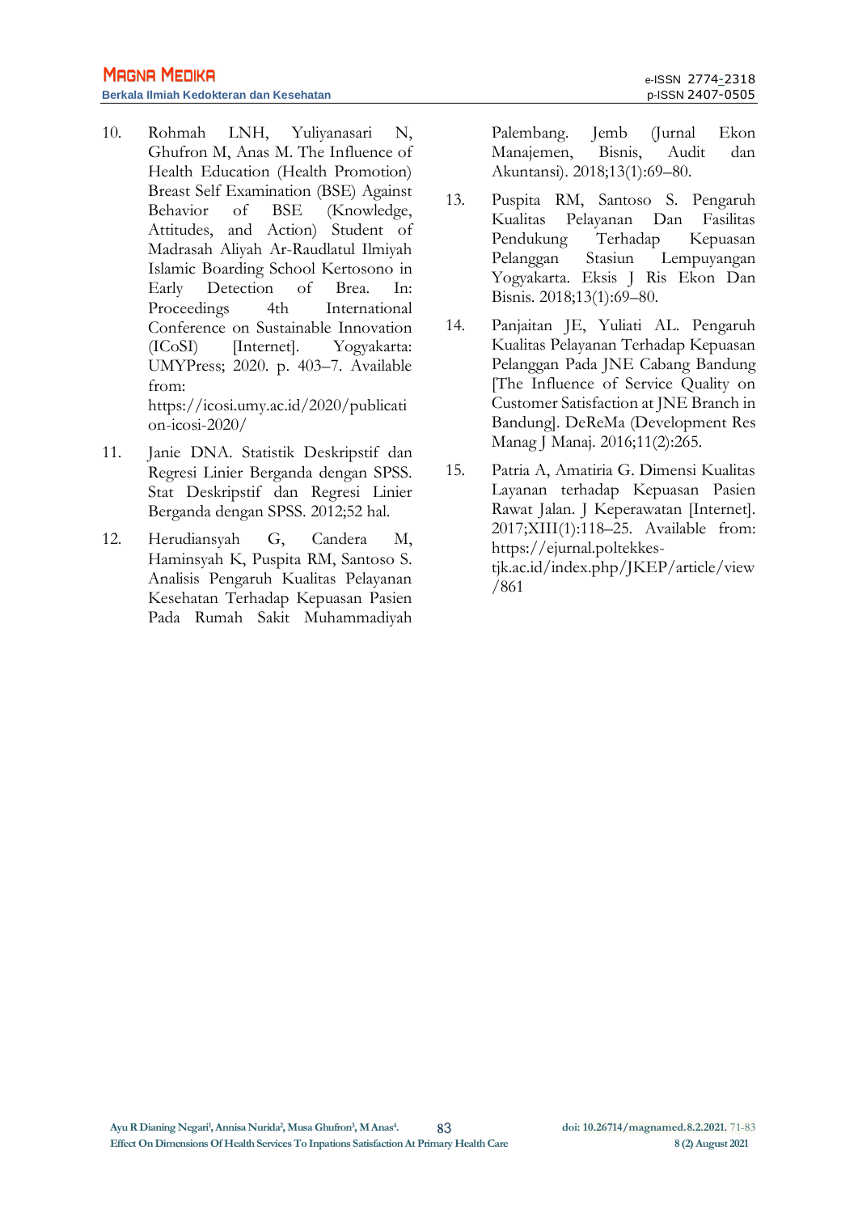10. Rohmah LNH, Yuliyanasari N, Ghufron M, Anas M. The Influence of Health Education (Health Promotion) Breast Self Examination (BSE) Against Behavior of BSE (Knowledge, Attitudes, and Action) Student of Madrasah Aliyah Ar-Raudlatul Ilmiyah Islamic Boarding School Kertosono in Early Detection of Brea. In: Proceedings 4th International Conference on Sustainable Innovation (ICoSI) [Internet]. Yogyakarta: UMYPress; 2020. p. 403–7. Available from: https://icosi.umy.ac.id/2020/publication-icosi-2020/
11. Janie DNA. Statistik Deskripstif dan Regresi Linier Berganda dengan SPSS. Stat Deskripstif dan Regresi Linier Berganda dengan SPSS. 2012;52 hal.
12. Herudiansyah G, Candera M, Haminsyah K, Puspita RM, Santoso S. Analisis Pengaruh Kualitas Pelayanan Kesehatan Terhadap Kepuasan Pasien Pada Rumah Sakit Muhammadiyah Palembang. Jemb (Jurnal Ekon Manajemen, Bisnis, Audit dan Akuntansi). 2018;13(1):69–80.
13. Puspita RM, Santoso S. Pengaruh Kualitas Pelayanan Dan Fasilitas Pendukung Terhadap Kepuasan Pelanggan Stasiun Lempuyangan Yogyakarta. Eksis J Ris Ekon Dan Bisnis. 2018;13(1):69–80.
14. Panjaitan JE, Yuliati AL. Pengaruh Kualitas Pelayanan Terhadap Kepuasan Pelanggan Pada JNE Cabang Bandung [The Influence of Service Quality on Customer Satisfaction at JNE Branch in Bandung]. DeReMa (Development Res Manag J Manaj. 2016;11(2):265.
15. Patria A, Amatiria G. Dimensi Kualitas Layanan terhadap Kepuasan Pasien Rawat Jalan. J Keperawatan [Internet]. 2017;XIII(1):118–25. Available from: https://ejurnal.poltekkes-tjk.ac.id/index.php/JKEP/article/view/861